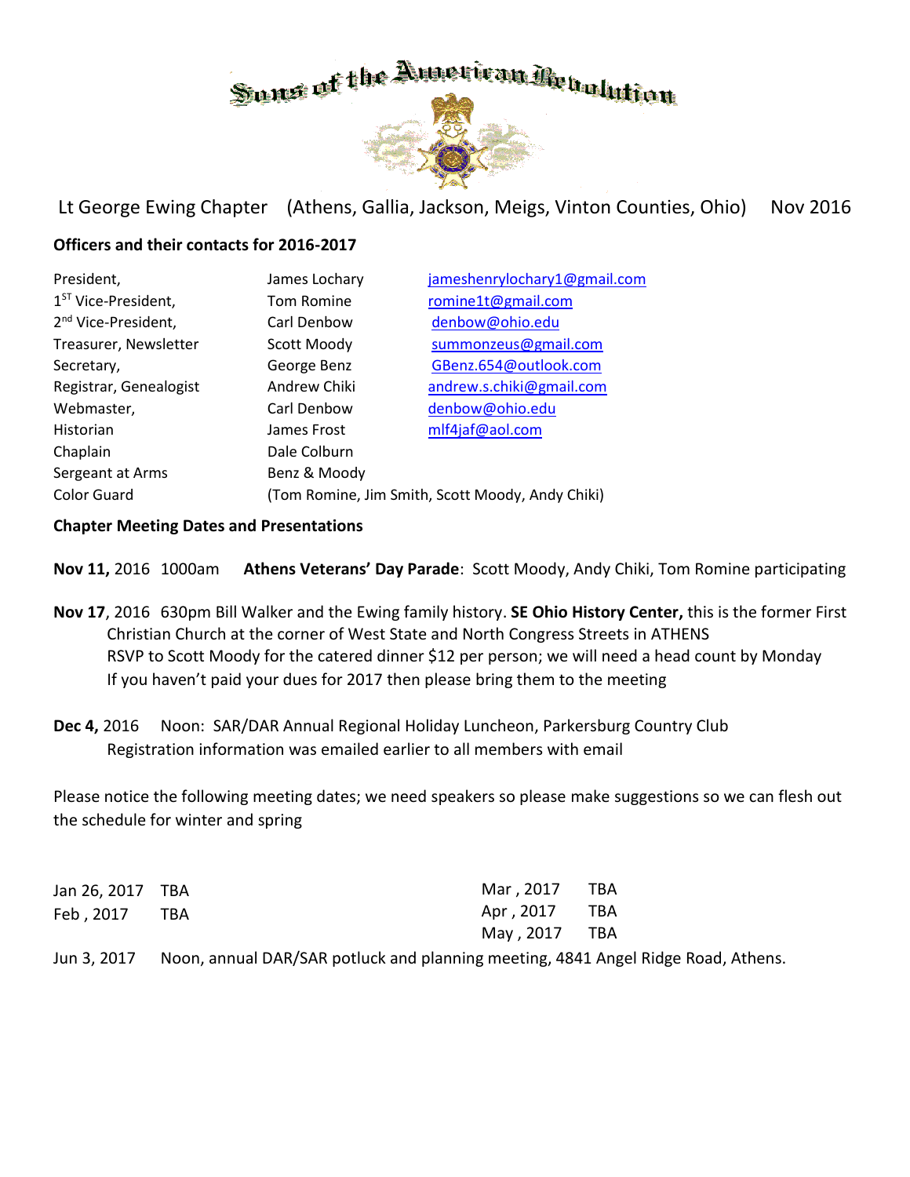# Sons of the American Revolution

Lt George Ewing Chapter (Athens, Gallia, Jackson, Meigs, Vinton Counties, Ohio) Nov 2016

**Officers and their contacts for 2016-2017**

| | | |
|---|---|---|
| President, | James Lochary | jameshenrylochary1@gmail.com |
| 1ST Vice-President, | Tom Romine | romine1t@gmail.com |
| 2nd Vice-President, | Carl Denbow | denbow@ohio.edu |
| Treasurer, Newsletter | Scott Moody | summonzeus@gmail.com |
| Secretary, | George Benz | GBenz.654@outlook.com |
| Registrar, Genealogist | Andrew Chiki | andrew.s.chiki@gmail.com |
| Webmaster, | Carl Denbow | denbow@ohio.edu |
| Historian | James Frost | mlf4jaf@aol.com |
| Chaplain | Dale Colburn | |
| Sergeant at Arms | Benz & Moody | |
| Color Guard | (Tom Romine, Jim Smith, Scott Moody, Andy Chiki) | |

**Chapter Meeting Dates and Presentations**

**Nov 11,** 2016 1000am **Athens Veterans' Day Parade**: Scott Moody, Andy Chiki, Tom Romine participating

**Nov 17**, 2016 630pm Bill Walker and the Ewing family history. **SE Ohio History Center,** this is the former First Christian Church at the corner of West State and North Congress Streets in ATHENS
RSVP to Scott Moody for the catered dinner $12 per person; we will need a head count by Monday
If you haven't paid your dues for 2017 then please bring them to the meeting

**Dec 4,** 2016 Noon: SAR/DAR Annual Regional Holiday Luncheon, Parkersburg Country Club
Registration information was emailed earlier to all members with email

Please notice the following meeting dates; we need speakers so please make suggestions so we can flesh out the schedule for winter and spring

Jan 26, 2017 TBA
Feb , 2017 TBA
Mar , 2017 TBA
Apr , 2017 TBA
May , 2017 TBA

Jun 3, 2017 Noon, annual DAR/SAR potluck and planning meeting, 4841 Angel Ridge Road, Athens.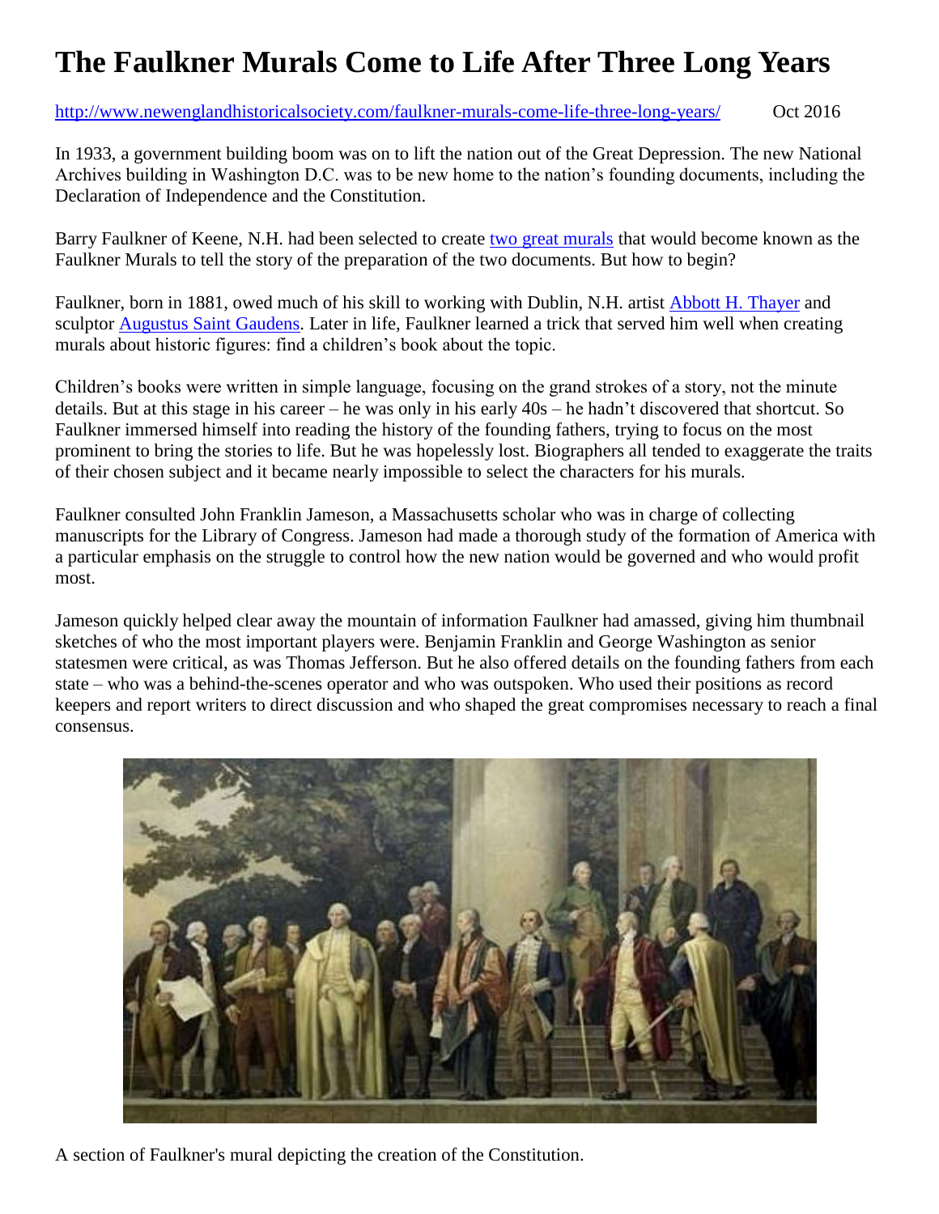# The Faulkner Murals Come to Life After Three Long Years

http://www.newenglandhistoricalsociety.com/faulkner-murals-come-life-three-long-years/ Oct 2016

In 1933, a government building boom was on to lift the nation out of the Great Depression. The new National Archives building in Washington D.C. was to be new home to the nation's founding documents, including the Declaration of Independence and the Constitution.

Barry Faulkner of Keene, N.H. had been selected to create two great murals that would become known as the Faulkner Murals to tell the story of the preparation of the two documents. But how to begin?

Faulkner, born in 1881, owed much of his skill to working with Dublin, N.H. artist Abbott H. Thayer and sculptor Augustus Saint Gaudens. Later in life, Faulkner learned a trick that served him well when creating murals about historic figures: find a children's book about the topic.

Children's books were written in simple language, focusing on the grand strokes of a story, not the minute details. But at this stage in his career – he was only in his early 40s – he hadn't discovered that shortcut. So Faulkner immersed himself into reading the history of the founding fathers, trying to focus on the most prominent to bring the stories to life. But he was hopelessly lost. Biographers all tended to exaggerate the traits of their chosen subject and it became nearly impossible to select the characters for his murals.

Faulkner consulted John Franklin Jameson, a Massachusetts scholar who was in charge of collecting manuscripts for the Library of Congress. Jameson had made a thorough study of the formation of America with a particular emphasis on the struggle to control how the new nation would be governed and who would profit most.

Jameson quickly helped clear away the mountain of information Faulkner had amassed, giving him thumbnail sketches of who the most important players were. Benjamin Franklin and George Washington as senior statesmen were critical, as was Thomas Jefferson. But he also offered details on the founding fathers from each state – who was a behind-the-scenes operator and who was outspoken. Who used their positions as record keepers and report writers to direct discussion and who shaped the great compromises necessary to reach a final consensus.

A section of Faulkner's mural depicting the creation of the Constitution.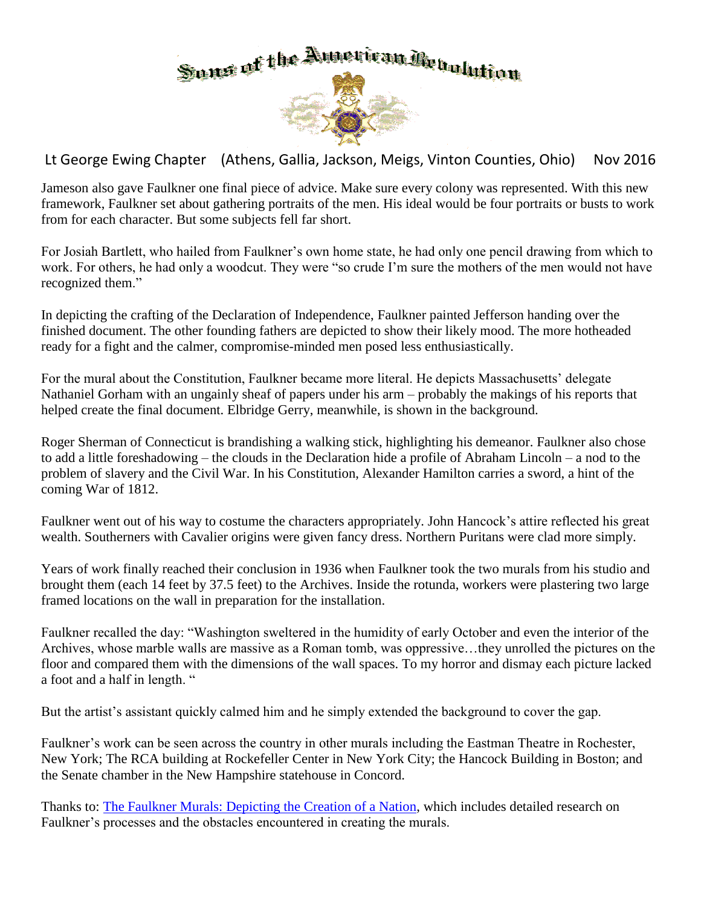Jameson also gave Faulkner one final piece of advice. Make sure every colony was represented. With this new framework, Faulkner set about gathering portraits of the men. His ideal would be four portraits or busts to work from for each character. But some subjects fell far short.

For Josiah Bartlett, who hailed from Faulkner's own home state, he had only one pencil drawing from which to work. For others, he had only a woodcut. They were "so crude I'm sure the mothers of the men would not have recognized them."

In depicting the crafting of the Declaration of Independence, Faulkner painted Jefferson handing over the finished document. The other founding fathers are depicted to show their likely mood. The more hotheaded ready for a fight and the calmer, compromise-minded men posed less enthusiastically.

For the mural about the Constitution, Faulkner became more literal. He depicts Massachusetts' delegate Nathaniel Gorham with an ungainly sheaf of papers under his arm – probably the makings of his reports that helped create the final document. Elbridge Gerry, meanwhile, is shown in the background.

Roger Sherman of Connecticut is brandishing a walking stick, highlighting his demeanor. Faulkner also chose to add a little foreshadowing – the clouds in the Declaration hide a profile of Abraham Lincoln – a nod to the problem of slavery and the Civil War. In his Constitution, Alexander Hamilton carries a sword, a hint of the coming War of 1812.

Faulkner went out of his way to costume the characters appropriately. John Hancock's attire reflected his great wealth. Southerners with Cavalier origins were given fancy dress. Northern Puritans were clad more simply.

Years of work finally reached their conclusion in 1936 when Faulkner took the two murals from his studio and brought them (each 14 feet by 37.5 feet) to the Archives. Inside the rotunda, workers were plastering two large framed locations on the wall in preparation for the installation.

Faulkner recalled the day: "Washington sweltered in the humidity of early October and even the interior of the Archives, whose marble walls are massive as a Roman tomb, was oppressive…they unrolled the pictures on the floor and compared them with the dimensions of the wall spaces. To my horror and dismay each picture lacked a foot and a half in length. "

But the artist's assistant quickly calmed him and he simply extended the background to cover the gap.

Faulkner's work can be seen across the country in other murals including the Eastman Theatre in Rochester, New York; The RCA building at Rockefeller Center in New York City; the Hancock Building in Boston; and the Senate chamber in the New Hampshire statehouse in Concord.

Thanks to: The Faulkner Murals: Depicting the Creation of a Nation, which includes detailed research on Faulkner's processes and the obstacles encountered in creating the murals.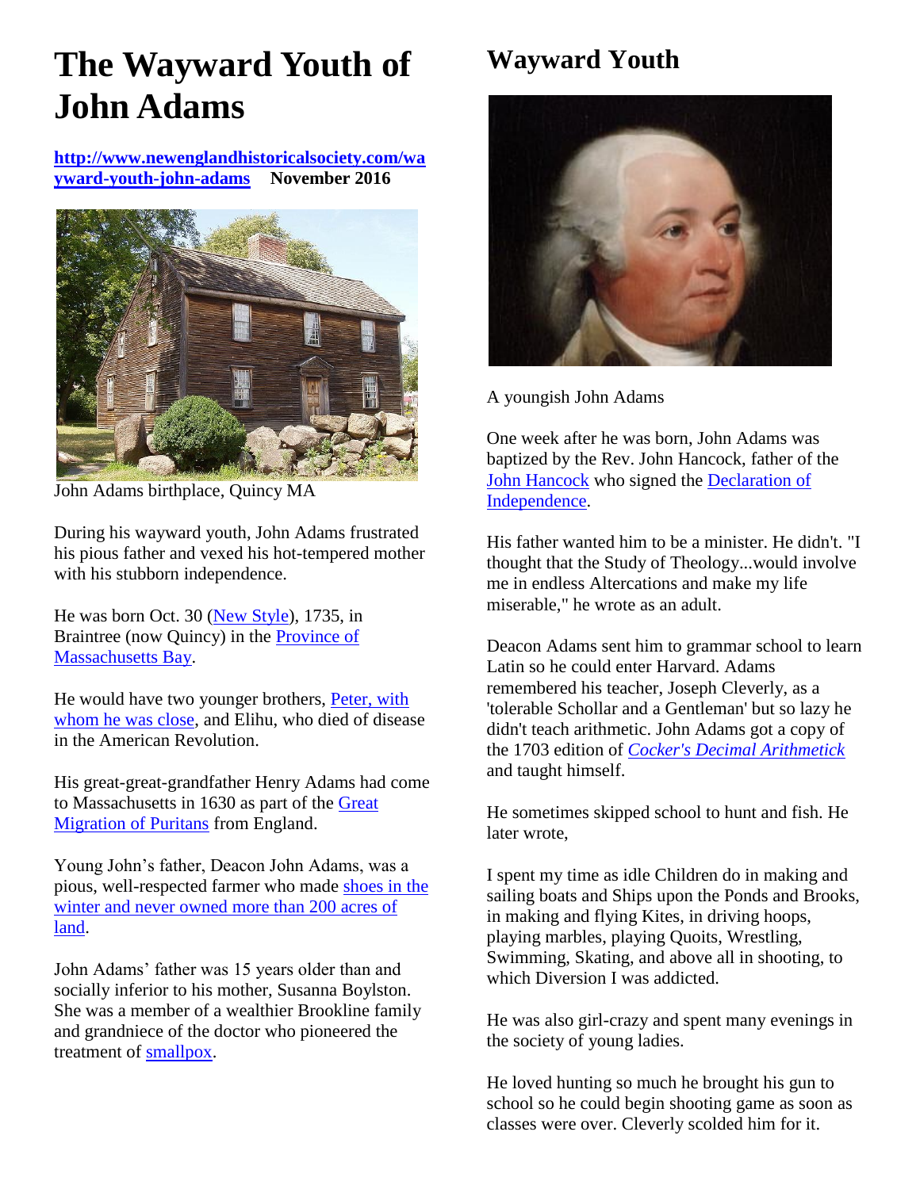# The Wayward Youth of John Adams

**[http://www.newenglandhistoricalsociety.com/wayward-youth-john-adams](http://www.newenglandhistoricalsociety.com/wayward-youth-john-adams)** **November 2016**

John Adams birthplace, Quincy MA

During his wayward youth, John Adams frustrated his pious father and vexed his hot-tempered mother with his stubborn independence.

He was born Oct. 30 (New Style), 1735, in Braintree (now Quincy) in the Province of Massachusetts Bay.

He would have two younger brothers, Peter, with whom he was close, and Elihu, who died of disease in the American Revolution.

His great-great-grandfather Henry Adams had come to Massachusetts in 1630 as part of the Great Migration of Puritans from England.

Young John's father, Deacon John Adams, was a pious, well-respected farmer who made shoes in the winter and never owned more than 200 acres of land.

John Adams' father was 15 years older than and socially inferior to his mother, Susanna Boylston. She was a member of a wealthier Brookline family and grandniece of the doctor who pioneered the treatment of smallpox.

## Wayward Youth

A youngish John Adams

One week after he was born, John Adams was baptized by the Rev. John Hancock, father of the John Hancock who signed the Declaration of Independence.

His father wanted him to be a minister. He didn't. "I thought that the Study of Theology...would involve me in endless Altercations and make my life miserable," he wrote as an adult.

Deacon Adams sent him to grammar school to learn Latin so he could enter Harvard. Adams remembered his teacher, Joseph Cleverly, as a 'tolerable Schollar and a Gentleman' but so lazy he didn't teach arithmetic. John Adams got a copy of the 1703 edition of *Cocker's Decimal Arithmetick* and taught himself.

He sometimes skipped school to hunt and fish. He later wrote,

I spent my time as idle Children do in making and sailing boats and Ships upon the Ponds and Brooks, in making and flying Kites, in driving hoops, playing marbles, playing Quoits, Wrestling, Swimming, Skating, and above all in shooting, to which Diversion I was addicted.

He was also girl-crazy and spent many evenings in the society of young ladies.

He loved hunting so much he brought his gun to school so he could begin shooting game as soon as classes were over. Cleverly scolded him for it.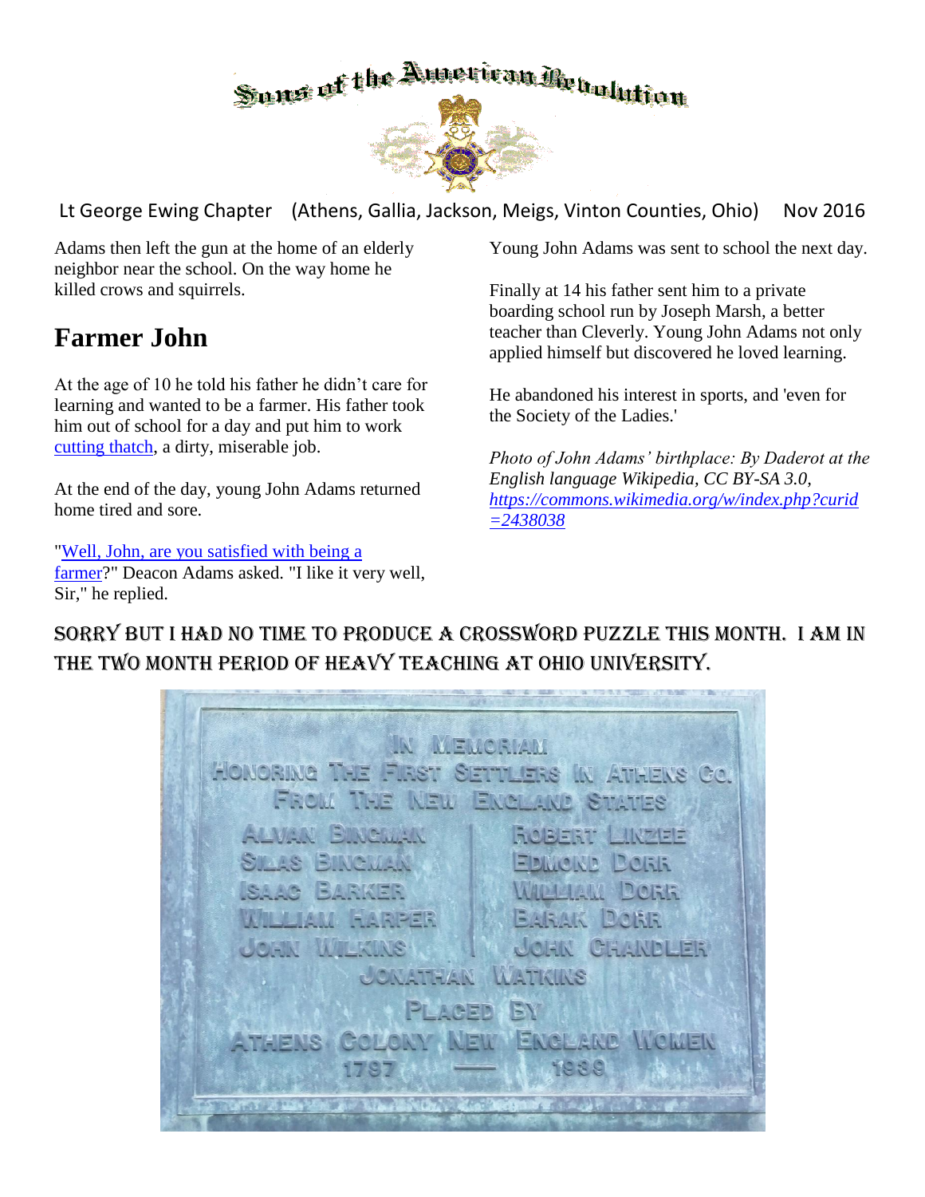Adams then left the gun at the home of an elderly neighbor near the school. On the way home he killed crows and squirrels.

## Farmer John

At the age of 10 he told his father he didn't care for learning and wanted to be a farmer. His father took him out of school for a day and put him to work cutting thatch, a dirty, miserable job.

At the end of the day, young John Adams returned home tired and sore.

"Well, John, are you satisfied with being a farmer?" Deacon Adams asked. "I like it very well, Sir," he replied.

Young John Adams was sent to school the next day.

Finally at 14 his father sent him to a private boarding school run by Joseph Marsh, a better teacher than Cleverly. Young John Adams not only applied himself but discovered he loved learning.

He abandoned his interest in sports, and 'even for the Society of the Ladies.'

*Photo of John Adams' birthplace: By Daderot at the English language Wikipedia, CC BY-SA 3.0, https://commons.wikimedia.org/w/index.php?curid=2438038*

SORRY BUT I HAD NO TIME TO PRODUCE A CROSSWORD PUZZLE THIS MONTH. I AM IN THE TWO MONTH PERIOD OF HEAVY TEACHING AT OHIO UNIVERSITY.

IN MEMORIAM
HONORING THE FIRST SETTLERS IN ATHENS CO.
FROM THE NEW ENGLAND STATES

ALVAN BINGMAN
SILAS BINGMAN
ISAAC BARKER
WILLIAM HARPER
JOHN WILKINS

ROBERT LINZEE
EDMOND DORR
WILLIAM DORR
BARAK DORR
JOHN CHANDLER

JONATHAN WATKINS

PLACED BY
ATHENS COLONY NEW ENGLAND WOMEN
1797 — 1939